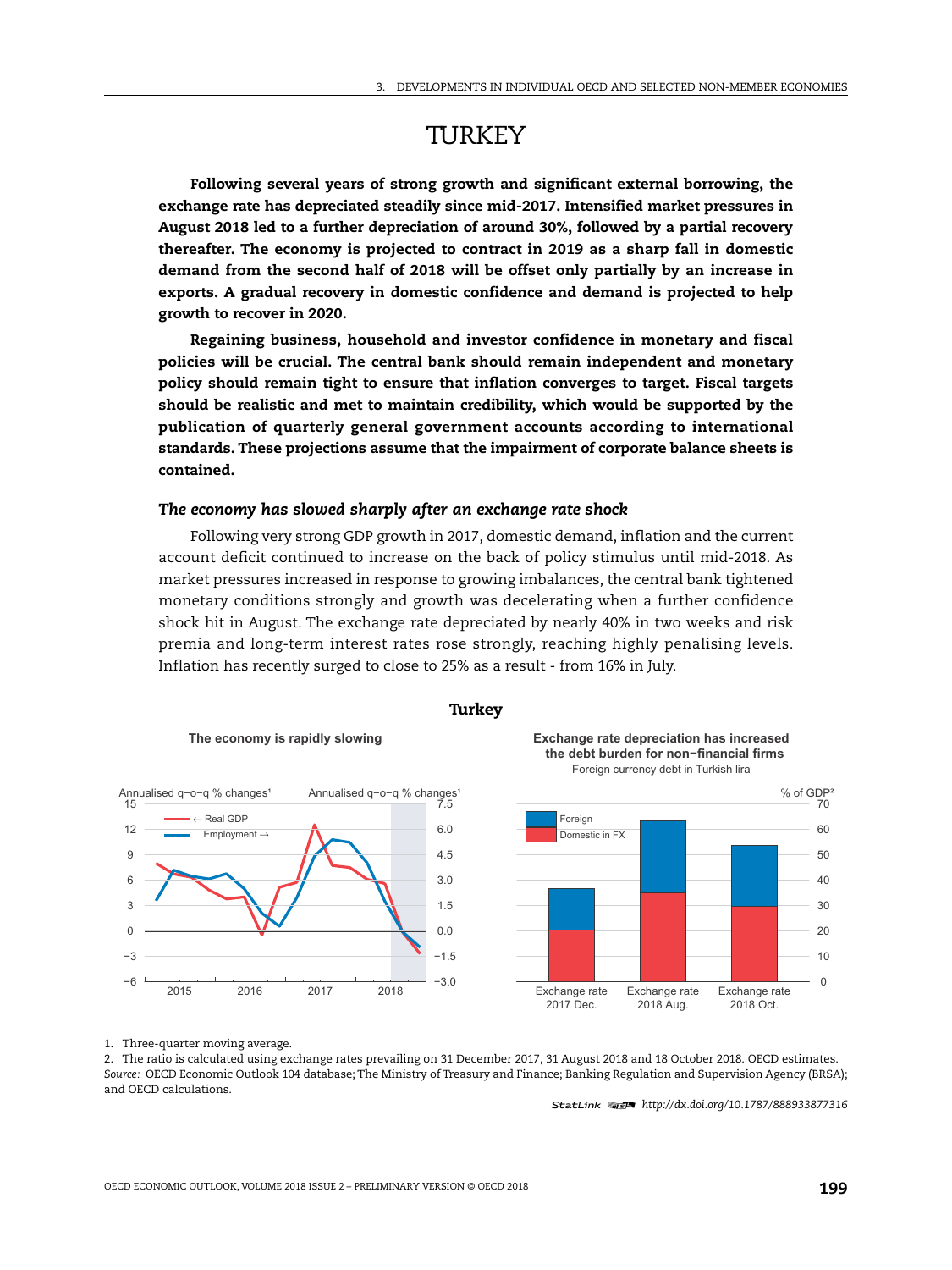# TURKEY

**Following several years of strong growth and significant external borrowing, the exchange rate has depreciated steadily since mid-2017. Intensified market pressures in August 2018 led to a further depreciation of around 30%, followed by a partial recovery thereafter. The economy is projected to contract in 2019 as a sharp fall in domestic demand from the second half of 2018 will be offset only partially by an increase in exports. A gradual recovery in domestic confidence and demand is projected to help growth to recover in 2020.**

**Regaining business, household and investor confidence in monetary and fiscal policies will be crucial. The central bank should remain independent and monetary policy should remain tight to ensure that inflation converges to target. Fiscal targets should be realistic and met to maintain credibility, which would be supported by the publication of quarterly general government accounts according to international standards. These projections assume that the impairment of corporate balance sheets is contained.**

### *The economy has slowed sharply after an exchange rate shock*

Following very strong GDP growth in 2017, domestic demand, inflation and the current account deficit continued to increase on the back of policy stimulus until mid-2018. As market pressures increased in response to growing imbalances, the central bank tightened monetary conditions strongly and growth was decelerating when a further confidence shock hit in August. The exchange rate depreciated by nearly 40% in two weeks and risk premia and long-term interest rates rose strongly, reaching highly penalising levels. Inflation has recently surged to close to 25% as a result - from 16% in July.

**Turkey**

The economy is rapidly slowing

Exchange rate depreciation has increased the debt burden for non-financial firms
Foreign currency debt in Turkish lira

1. Three-quarter moving average.
2. The ratio is calculated using exchange rates prevailing on 31 December 2017, 31 August 2018 and 18 October 2018. OECD estimates.

*Source:* OECD Economic Outlook 104 database; The Ministry of Treasury and Finance; Banking Regulation and Supervision Agency (BRSA); and OECD calculations.

StatLink http://dx.doi.org/10.1787/888933877316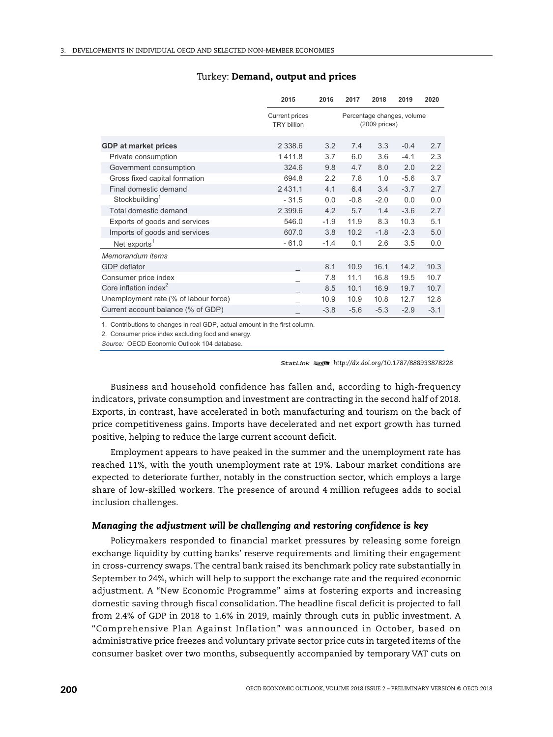## Turkey: **Demand, output and prices**

| | 2015 | 2016 | 2017 | 2018 | 2019 | 2020 |
|---|---|---|---|---|---|---|
| | Current prices TRY billion | Percentage changes, volume (2009 prices) | | | | |
| **GDP at market prices** | 2 338.6 | 3.2 | 7.4 | 3.3 | -0.4 | 2.7 |
| Private consumption | 1 411.8 | 3.7 | 6.0 | 3.6 | -4.1 | 2.3 |
| Government consumption | 324.6 | 9.8 | 4.7 | 8.0 | 2.0 | 2.2 |
| Gross fixed capital formation | 694.8 | 2.2 | 7.8 | 1.0 | -5.6 | 3.7 |
| Final domestic demand | 2 431.1 | 4.1 | 6.4 | 3.4 | -3.7 | 2.7 |
| Stockbuilding[1] | - 31.5 | 0.0 | -0.8 | -2.0 | 0.0 | 0.0 |
| Total domestic demand | 2 399.6 | 4.2 | 5.7 | 1.4 | -3.6 | 2.7 |
| Exports of goods and services | 546.0 | -1.9 | 11.9 | 8.3 | 10.3 | 5.1 |
| Imports of goods and services | 607.0 | 3.8 | 10.2 | -1.8 | -2.3 | 5.0 |
| Net exports[1] | - 61.0 | -1.4 | 0.1 | 2.6 | 3.5 | 0.0 |
| *Memorandum items* | | | | | | |
| GDP deflator | _ | 8.1 | 10.9 | 16.1 | 14.2 | 10.3 |
| Consumer price index | _ | 7.8 | 11.1 | 16.8 | 19.5 | 10.7 |
| Core inflation index[2] | _ | 8.5 | 10.1 | 16.9 | 19.7 | 10.7 |
| Unemployment rate (% of labour force) | _ | 10.9 | 10.9 | 10.8 | 12.7 | 12.8 |
| Current account balance (% of GDP) | _ | -3.8 | -5.6 | -5.3 | -2.9 | -3.1 |

1. Contributions to changes in real GDP, actual amount in the first column.

2. Consumer price index excluding food and energy.

*Source:* OECD Economic Outlook 104 database.

StatLink http://dx.doi.org/10.1787/888933878228

Business and household confidence has fallen and, according to high-frequency indicators, private consumption and investment are contracting in the second half of 2018. Exports, in contrast, have accelerated in both manufacturing and tourism on the back of price competitiveness gains. Imports have decelerated and net export growth has turned positive, helping to reduce the large current account deficit.

Employment appears to have peaked in the summer and the unemployment rate has reached 11%, with the youth unemployment rate at 19%. Labour market conditions are expected to deteriorate further, notably in the construction sector, which employs a large share of low-skilled workers. The presence of around 4 million refugees adds to social inclusion challenges.

### *Managing the adjustment will be challenging and restoring confidence is key*

Policymakers responded to financial market pressures by releasing some foreign exchange liquidity by cutting banks' reserve requirements and limiting their engagement in cross-currency swaps. The central bank raised its benchmark policy rate substantially in September to 24%, which will help to support the exchange rate and the required economic adjustment. A "New Economic Programme" aims at fostering exports and increasing domestic saving through fiscal consolidation. The headline fiscal deficit is projected to fall from 2.4% of GDP in 2018 to 1.6% in 2019, mainly through cuts in public investment. A "Comprehensive Plan Against Inflation" was announced in October, based on administrative price freezes and voluntary private sector price cuts in targeted items of the consumer basket over two months, subsequently accompanied by temporary VAT cuts on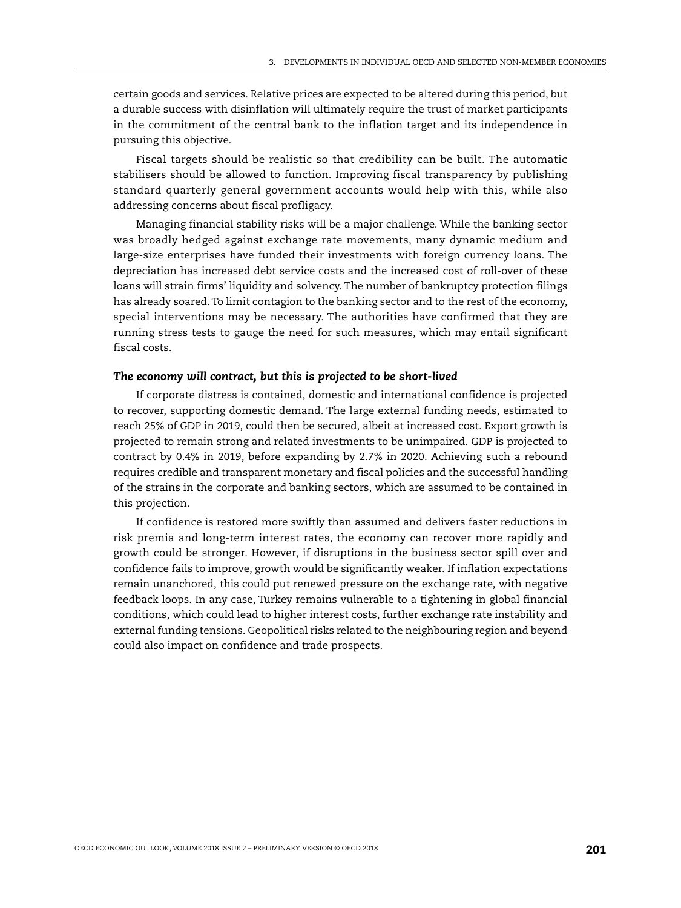certain goods and services. Relative prices are expected to be altered during this period, but a durable success with disinflation will ultimately require the trust of market participants in the commitment of the central bank to the inflation target and its independence in pursuing this objective.

Fiscal targets should be realistic so that credibility can be built. The automatic stabilisers should be allowed to function. Improving fiscal transparency by publishing standard quarterly general government accounts would help with this, while also addressing concerns about fiscal profligacy.

Managing financial stability risks will be a major challenge. While the banking sector was broadly hedged against exchange rate movements, many dynamic medium and large-size enterprises have funded their investments with foreign currency loans. The depreciation has increased debt service costs and the increased cost of roll-over of these loans will strain firms' liquidity and solvency. The number of bankruptcy protection filings has already soared. To limit contagion to the banking sector and to the rest of the economy, special interventions may be necessary. The authorities have confirmed that they are running stress tests to gauge the need for such measures, which may entail significant fiscal costs.

### *The economy will contract, but this is projected to be short-lived*

If corporate distress is contained, domestic and international confidence is projected to recover, supporting domestic demand. The large external funding needs, estimated to reach 25% of GDP in 2019, could then be secured, albeit at increased cost. Export growth is projected to remain strong and related investments to be unimpaired. GDP is projected to contract by 0.4% in 2019, before expanding by 2.7% in 2020. Achieving such a rebound requires credible and transparent monetary and fiscal policies and the successful handling of the strains in the corporate and banking sectors, which are assumed to be contained in this projection.

If confidence is restored more swiftly than assumed and delivers faster reductions in risk premia and long-term interest rates, the economy can recover more rapidly and growth could be stronger. However, if disruptions in the business sector spill over and confidence fails to improve, growth would be significantly weaker. If inflation expectations remain unanchored, this could put renewed pressure on the exchange rate, with negative feedback loops. In any case, Turkey remains vulnerable to a tightening in global financial conditions, which could lead to higher interest costs, further exchange rate instability and external funding tensions. Geopolitical risks related to the neighbouring region and beyond could also impact on confidence and trade prospects.